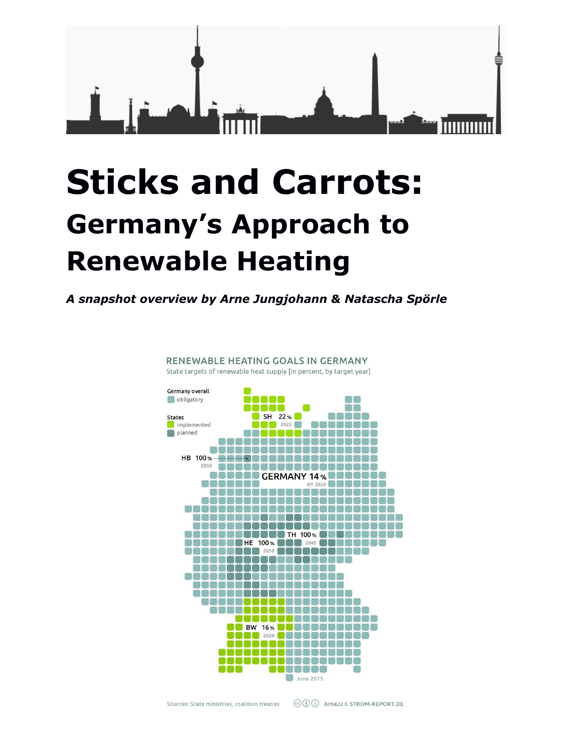# Sticks and Carrots:

## Germany's Approach to Renewable Heating

***A snapshot overview by Arne Jungjohann & Natascha Spörle***

RENEWABLE HEATING GOALS IN GERMANY

State targets of renewable heat supply [in percent, by target year]

Germany overall
- obligatory

States
- implemented
- planned

SH 22 % 2025

HB 100 % 2050

GERMANY 14 % BY 2020

TH 100 % 2040

HE 100 % 2050

BW 16 % 2020

June 2015

Sources: State ministries, coalition treaties — ArneJJ & STROM-REPORT.DE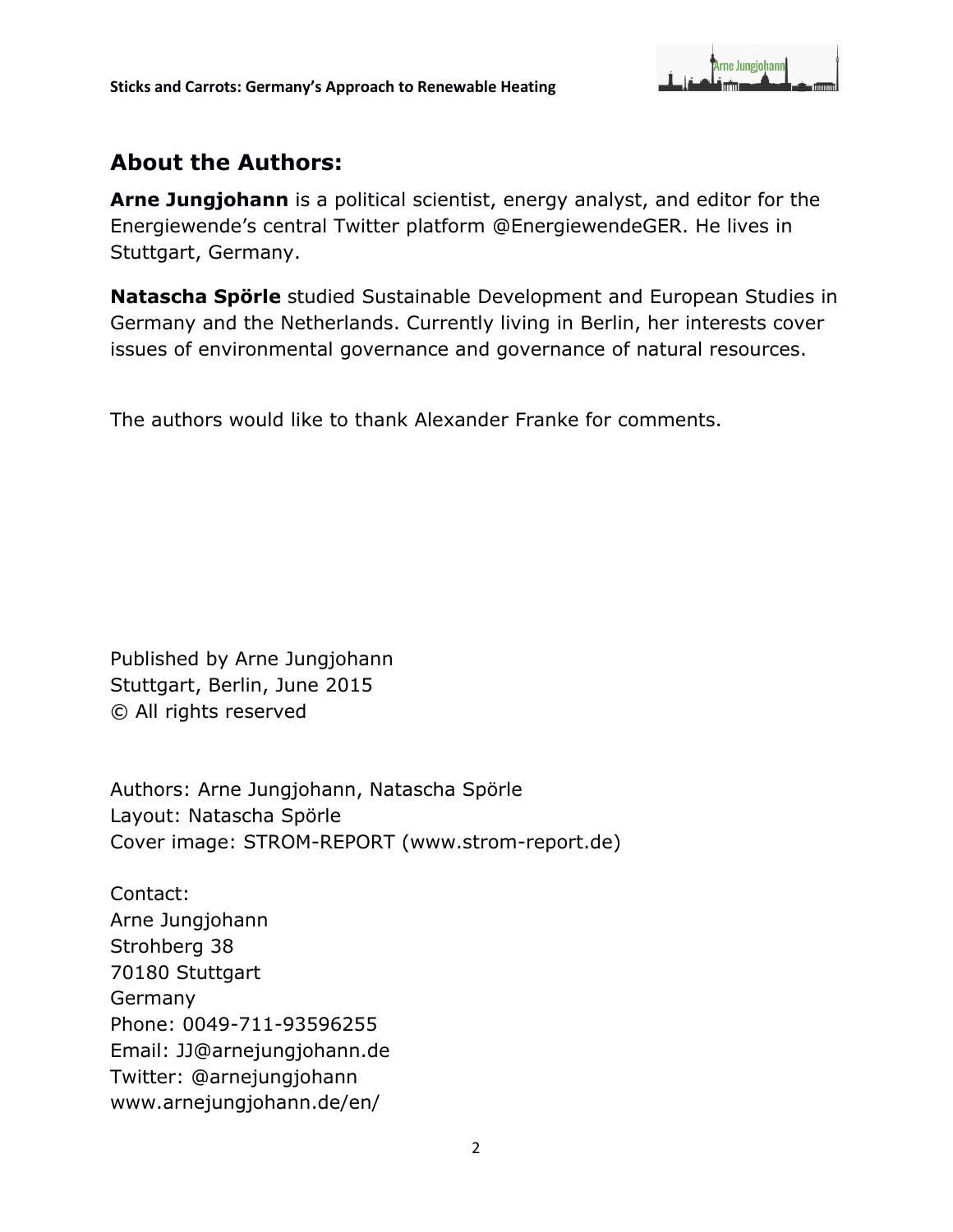## About the Authors:

**Arne Jungjohann** is a political scientist, energy analyst, and editor for the Energiewende's central Twitter platform @EnergiewendeGER. He lives in Stuttgart, Germany.

**Natascha Spörle** studied Sustainable Development and European Studies in Germany and the Netherlands. Currently living in Berlin, her interests cover issues of environmental governance and governance of natural resources.

The authors would like to thank Alexander Franke for comments.

Published by Arne Jungjohann
Stuttgart, Berlin, June 2015
© All rights reserved

Authors: Arne Jungjohann, Natascha Spörle
Layout: Natascha Spörle
Cover image: STROM-REPORT (www.strom-report.de)

Contact:
Arne Jungjohann
Strohberg 38
70180 Stuttgart
Germany
Phone: 0049-711-93596255
Email: JJ@arnejungjohann.de
Twitter: @arnejungjohann
www.arnejungjohann.de/en/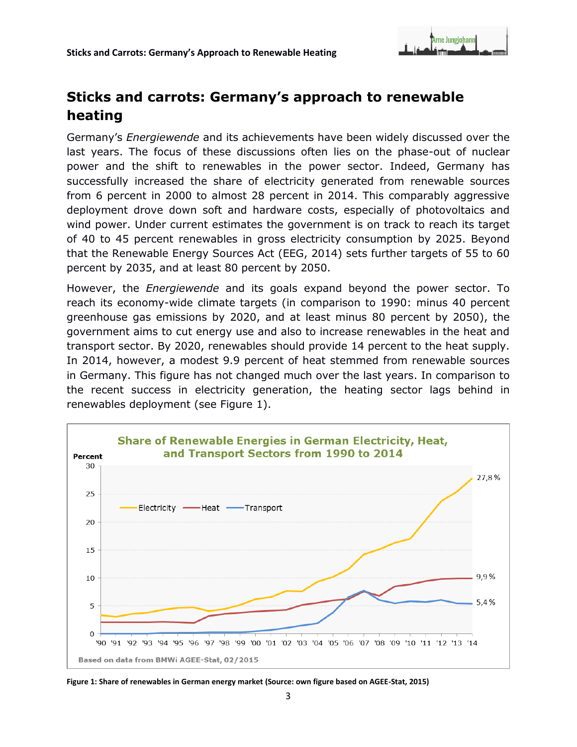## Sticks and carrots: Germany's approach to renewable heating

Germany's *Energiewende* and its achievements have been widely discussed over the last years. The focus of these discussions often lies on the phase-out of nuclear power and the shift to renewables in the power sector. Indeed, Germany has successfully increased the share of electricity generated from renewable sources from 6 percent in 2000 to almost 28 percent in 2014. This comparably aggressive deployment drove down soft and hardware costs, especially of photovoltaics and wind power. Under current estimates the government is on track to reach its target of 40 to 45 percent renewables in gross electricity consumption by 2025. Beyond that the Renewable Energy Sources Act (EEG, 2014) sets further targets of 55 to 60 percent by 2035, and at least 80 percent by 2050.

However, the *Energiewende* and its goals expand beyond the power sector. To reach its economy-wide climate targets (in comparison to 1990: minus 40 percent greenhouse gas emissions by 2020, and at least minus 80 percent by 2050), the government aims to cut energy use and also to increase renewables in the heat and transport sector. By 2020, renewables should provide 14 percent to the heat supply. In 2014, however, a modest 9.9 percent of heat stemmed from renewable sources in Germany. This figure has not changed much over the last years. In comparison to the recent success in electricity generation, the heating sector lags behind in renewables deployment (see Figure 1).

**Share of Renewable Energies in German Electricity, Heat, and Transport Sectors from 1990 to 2014**

Percent

Electricity — Heat — Transport

27,8 %

9,9 %

5,4 %

'90 '91 '92 '93 '94 '95 '96 '97 '98 '99 '00 '01 '02 '03 '04 '05 '06 '07 '08 '09 '10 '11 '12 '13 '14

Based on data from BMWi AGEE-Stat, 02/2015

**Figure 1: Share of renewables in German energy market (Source: own figure based on AGEE-Stat, 2015)**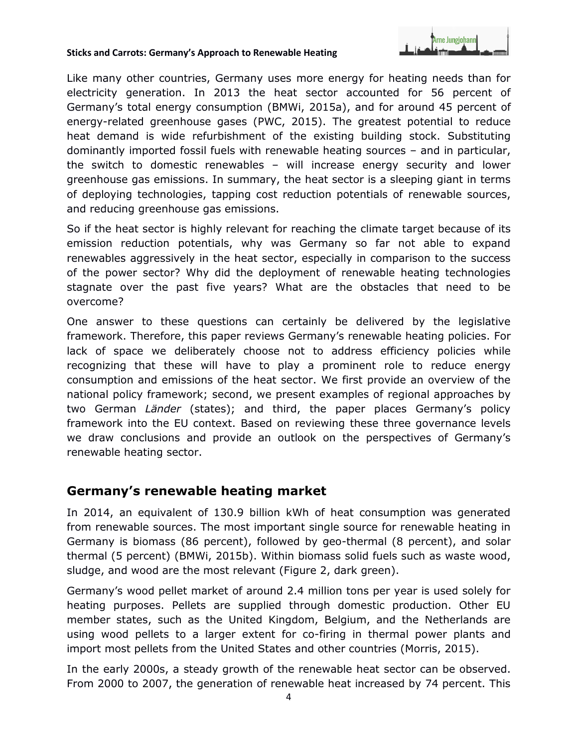Like many other countries, Germany uses more energy for heating needs than for electricity generation. In 2013 the heat sector accounted for 56 percent of Germany's total energy consumption (BMWi, 2015a), and for around 45 percent of energy-related greenhouse gases (PWC, 2015). The greatest potential to reduce heat demand is wide refurbishment of the existing building stock. Substituting dominantly imported fossil fuels with renewable heating sources – and in particular, the switch to domestic renewables – will increase energy security and lower greenhouse gas emissions. In summary, the heat sector is a sleeping giant in terms of deploying technologies, tapping cost reduction potentials of renewable sources, and reducing greenhouse gas emissions.

So if the heat sector is highly relevant for reaching the climate target because of its emission reduction potentials, why was Germany so far not able to expand renewables aggressively in the heat sector, especially in comparison to the success of the power sector? Why did the deployment of renewable heating technologies stagnate over the past five years? What are the obstacles that need to be overcome?

One answer to these questions can certainly be delivered by the legislative framework. Therefore, this paper reviews Germany's renewable heating policies. For lack of space we deliberately choose not to address efficiency policies while recognizing that these will have to play a prominent role to reduce energy consumption and emissions of the heat sector. We first provide an overview of the national policy framework; second, we present examples of regional approaches by two German *Länder* (states); and third, the paper places Germany's policy framework into the EU context. Based on reviewing these three governance levels we draw conclusions and provide an outlook on the perspectives of Germany's renewable heating sector.

## Germany's renewable heating market

In 2014, an equivalent of 130.9 billion kWh of heat consumption was generated from renewable sources. The most important single source for renewable heating in Germany is biomass (86 percent), followed by geo-thermal (8 percent), and solar thermal (5 percent) (BMWi, 2015b). Within biomass solid fuels such as waste wood, sludge, and wood are the most relevant (Figure 2, dark green).

Germany's wood pellet market of around 2.4 million tons per year is used solely for heating purposes. Pellets are supplied through domestic production. Other EU member states, such as the United Kingdom, Belgium, and the Netherlands are using wood pellets to a larger extent for co-firing in thermal power plants and import most pellets from the United States and other countries (Morris, 2015).

In the early 2000s, a steady growth of the renewable heat sector can be observed. From 2000 to 2007, the generation of renewable heat increased by 74 percent. This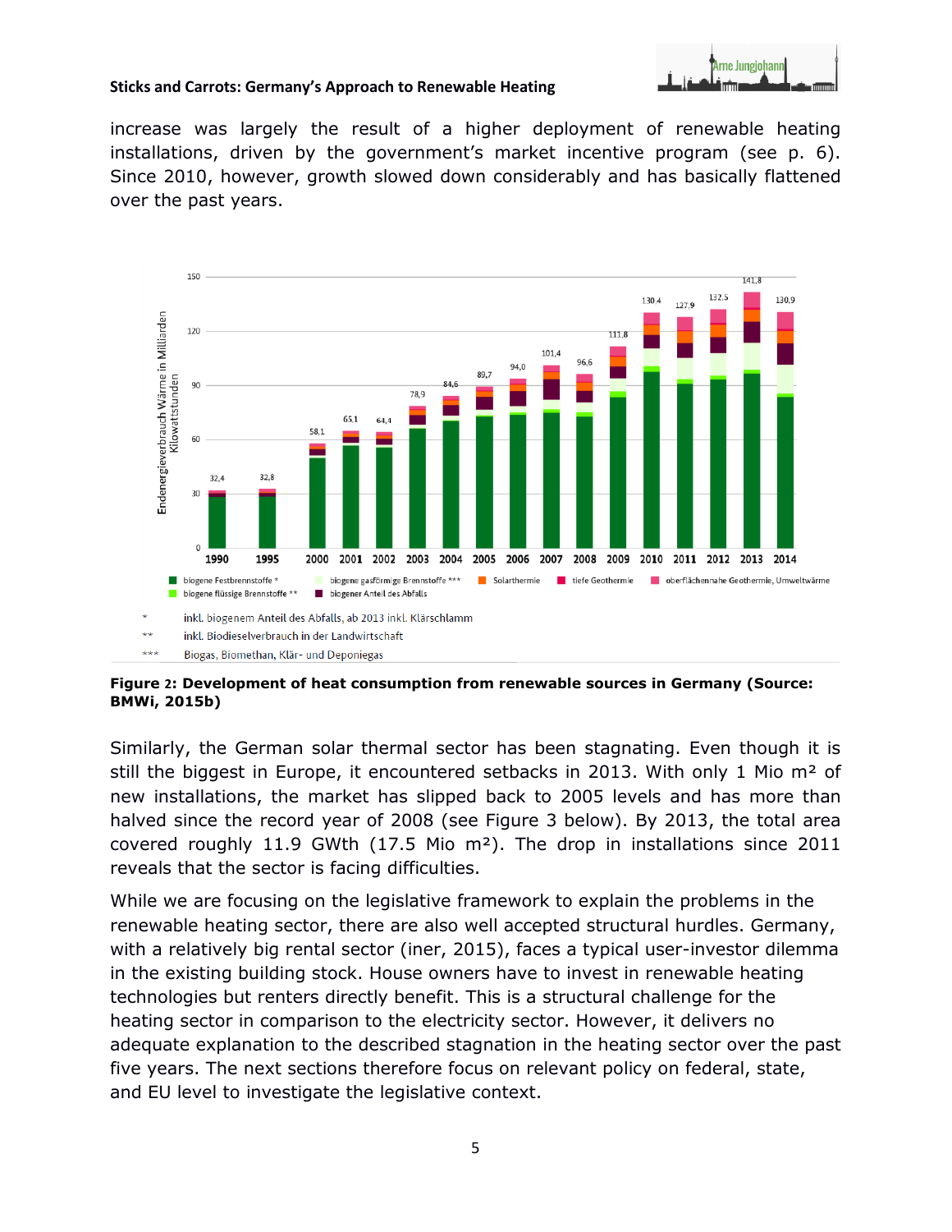increase was largely the result of a higher deployment of renewable heating installations, driven by the government's market incentive program (see p. 6). Since 2010, however, growth slowed down considerably and has basically flattened over the past years.

**Figure 2: Development of heat consumption from renewable sources in Germany (Source: BMWi, 2015b)**

Similarly, the German solar thermal sector has been stagnating. Even though it is still the biggest in Europe, it encountered setbacks in 2013. With only 1 Mio m² of new installations, the market has slipped back to 2005 levels and has more than halved since the record year of 2008 (see Figure 3 below). By 2013, the total area covered roughly 11.9 GWth (17.5 Mio m²). The drop in installations since 2011 reveals that the sector is facing difficulties.

While we are focusing on the legislative framework to explain the problems in the renewable heating sector, there are also well accepted structural hurdles. Germany, with a relatively big rental sector (iner, 2015), faces a typical user-investor dilemma in the existing building stock. House owners have to invest in renewable heating technologies but renters directly benefit. This is a structural challenge for the heating sector in comparison to the electricity sector. However, it delivers no adequate explanation to the described stagnation in the heating sector over the past five years. The next sections therefore focus on relevant policy on federal, state, and EU level to investigate the legislative context.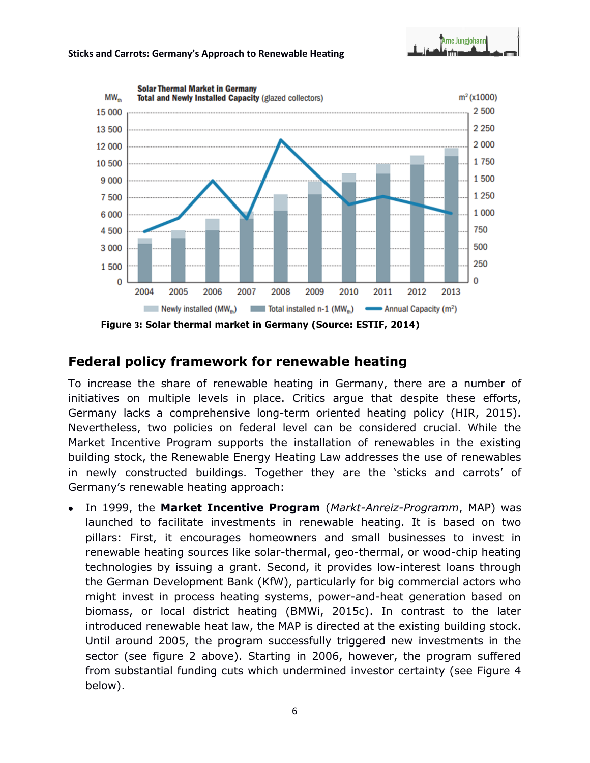Figure 3: Solar thermal market in Germany (Source: ESTIF, 2014)

## Federal policy framework for renewable heating

To increase the share of renewable heating in Germany, there are a number of initiatives on multiple levels in place. Critics argue that despite these efforts, Germany lacks a comprehensive long-term oriented heating policy (HIR, 2015). Nevertheless, two policies on federal level can be considered crucial. While the Market Incentive Program supports the installation of renewables in the existing building stock, the Renewable Energy Heating Law addresses the use of renewables in newly constructed buildings. Together they are the 'sticks and carrots' of Germany's renewable heating approach:

- In 1999, the **Market Incentive Program** (*Markt-Anreiz-Programm*, MAP) was launched to facilitate investments in renewable heating. It is based on two pillars: First, it encourages homeowners and small businesses to invest in renewable heating sources like solar-thermal, geo-thermal, or wood-chip heating technologies by issuing a grant. Second, it provides low-interest loans through the German Development Bank (KfW), particularly for big commercial actors who might invest in process heating systems, power-and-heat generation based on biomass, or local district heating (BMWi, 2015c). In contrast to the later introduced renewable heat law, the MAP is directed at the existing building stock. Until around 2005, the program successfully triggered new investments in the sector (see figure 2 above). Starting in 2006, however, the program suffered from substantial funding cuts which undermined investor certainty (see Figure 4 below).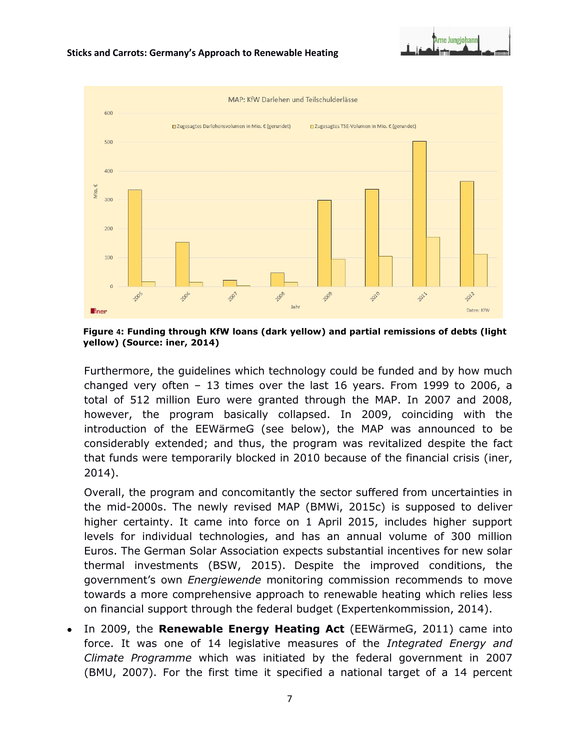**Figure 4: Funding through KfW loans (dark yellow) and partial remissions of debts (light yellow) (Source: iner, 2014)**

Furthermore, the guidelines which technology could be funded and by how much changed very often – 13 times over the last 16 years. From 1999 to 2006, a total of 512 million Euro were granted through the MAP. In 2007 and 2008, however, the program basically collapsed. In 2009, coinciding with the introduction of the EEWärmeG (see below), the MAP was announced to be considerably extended; and thus, the program was revitalized despite the fact that funds were temporarily blocked in 2010 because of the financial crisis (iner, 2014).

Overall, the program and concomitantly the sector suffered from uncertainties in the mid-2000s. The newly revised MAP (BMWi, 2015c) is supposed to deliver higher certainty. It came into force on 1 April 2015, includes higher support levels for individual technologies, and has an annual volume of 300 million Euros. The German Solar Association expects substantial incentives for new solar thermal investments (BSW, 2015). Despite the improved conditions, the government's own *Energiewende* monitoring commission recommends to move towards a more comprehensive approach to renewable heating which relies less on financial support through the federal budget (Expertenkommission, 2014).

- In 2009, the **Renewable Energy Heating Act** (EEWärmeG, 2011) came into force. It was one of 14 legislative measures of the *Integrated Energy and Climate Programme* which was initiated by the federal government in 2007 (BMU, 2007). For the first time it specified a national target of a 14 percent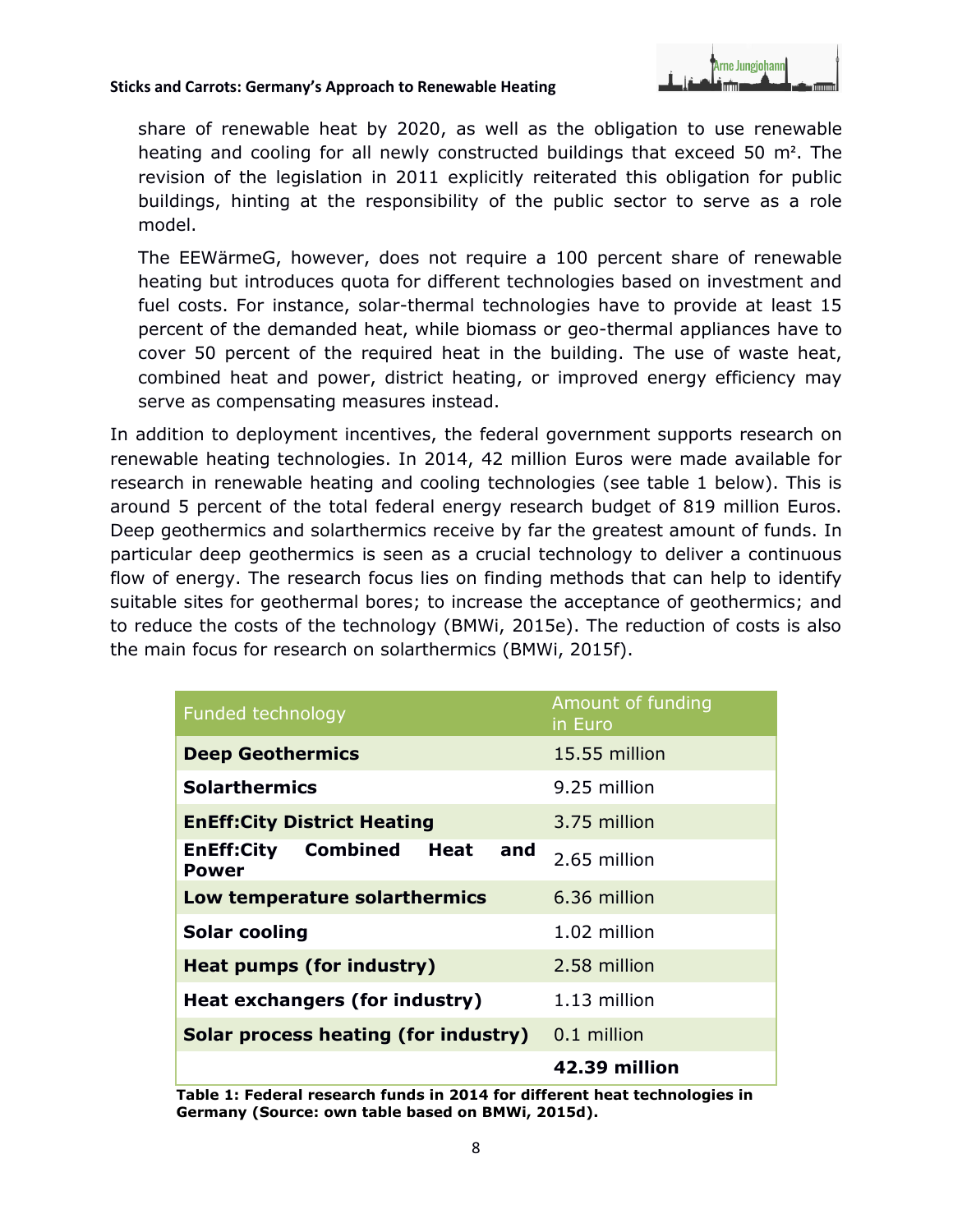share of renewable heat by 2020, as well as the obligation to use renewable heating and cooling for all newly constructed buildings that exceed 50 m². The revision of the legislation in 2011 explicitly reiterated this obligation for public buildings, hinting at the responsibility of the public sector to serve as a role model.

The EEWärmeG, however, does not require a 100 percent share of renewable heating but introduces quota for different technologies based on investment and fuel costs. For instance, solar-thermal technologies have to provide at least 15 percent of the demanded heat, while biomass or geo-thermal appliances have to cover 50 percent of the required heat in the building. The use of waste heat, combined heat and power, district heating, or improved energy efficiency may serve as compensating measures instead.

In addition to deployment incentives, the federal government supports research on renewable heating technologies. In 2014, 42 million Euros were made available for research in renewable heating and cooling technologies (see table 1 below). This is around 5 percent of the total federal energy research budget of 819 million Euros. Deep geothermics and solarthermics receive by far the greatest amount of funds. In particular deep geothermics is seen as a crucial technology to deliver a continuous flow of energy. The research focus lies on finding methods that can help to identify suitable sites for geothermal bores; to increase the acceptance of geothermics; and to reduce the costs of the technology (BMWi, 2015e). The reduction of costs is also the main focus for research on solarthermics (BMWi, 2015f).

| Funded technology | Amount of funding in Euro |
|---|---|
| **Deep Geothermics** | 15.55 million |
| **Solarthermics** | 9.25 million |
| **EnEff:City District Heating** | 3.75 million |
| **EnEff:City Combined Heat and Power** | 2.65 million |
| **Low temperature solarthermics** | 6.36 million |
| **Solar cooling** | 1.02 million |
| **Heat pumps (for industry)** | 2.58 million |
| **Heat exchangers (for industry)** | 1.13 million |
| **Solar process heating (for industry)** | 0.1 million |
| | **42.39 million** |

**Table 1: Federal research funds in 2014 for different heat technologies in Germany (Source: own table based on BMWi, 2015d).**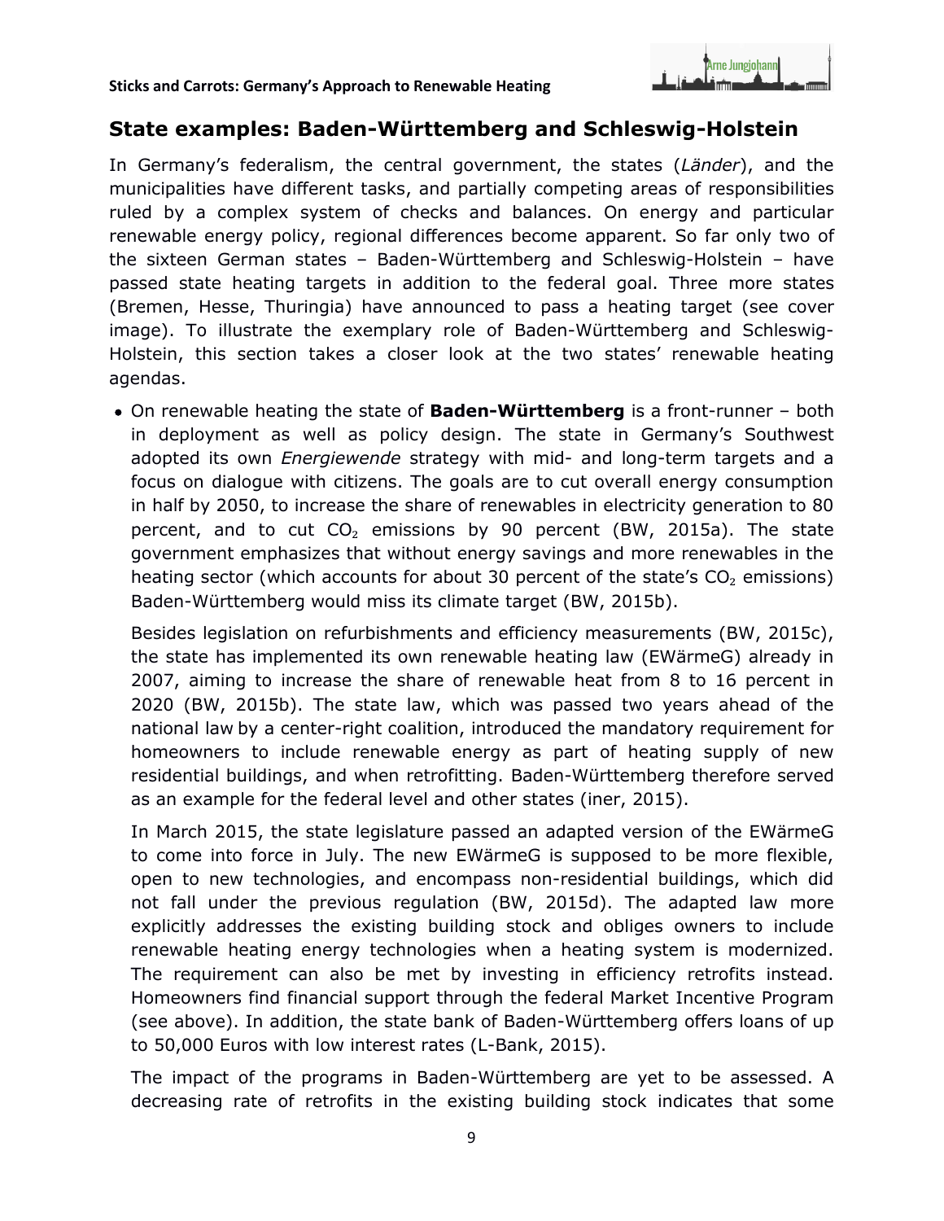## State examples: Baden-Württemberg and Schleswig-Holstein

In Germany's federalism, the central government, the states (*Länder*), and the municipalities have different tasks, and partially competing areas of responsibilities ruled by a complex system of checks and balances. On energy and particular renewable energy policy, regional differences become apparent. So far only two of the sixteen German states – Baden-Württemberg and Schleswig-Holstein – have passed state heating targets in addition to the federal goal. Three more states (Bremen, Hesse, Thuringia) have announced to pass a heating target (see cover image). To illustrate the exemplary role of Baden-Württemberg and Schleswig-Holstein, this section takes a closer look at the two states' renewable heating agendas.

- On renewable heating the state of **Baden-Württemberg** is a front-runner – both in deployment as well as policy design. The state in Germany's Southwest adopted its own *Energiewende* strategy with mid- and long-term targets and a focus on dialogue with citizens. The goals are to cut overall energy consumption in half by 2050, to increase the share of renewables in electricity generation to 80 percent, and to cut $CO_2$ emissions by 90 percent (BW, 2015a). The state government emphasizes that without energy savings and more renewables in the heating sector (which accounts for about 30 percent of the state's $CO_2$ emissions) Baden-Württemberg would miss its climate target (BW, 2015b).

  Besides legislation on refurbishments and efficiency measurements (BW, 2015c), the state has implemented its own renewable heating law (EWärmeG) already in 2007, aiming to increase the share of renewable heat from 8 to 16 percent in 2020 (BW, 2015b). The state law, which was passed two years ahead of the national law by a center-right coalition, introduced the mandatory requirement for homeowners to include renewable energy as part of heating supply of new residential buildings, and when retrofitting. Baden-Württemberg therefore served as an example for the federal level and other states (iner, 2015).

  In March 2015, the state legislature passed an adapted version of the EWärmeG to come into force in July. The new EWärmeG is supposed to be more flexible, open to new technologies, and encompass non-residential buildings, which did not fall under the previous regulation (BW, 2015d). The adapted law more explicitly addresses the existing building stock and obliges owners to include renewable heating energy technologies when a heating system is modernized. The requirement can also be met by investing in efficiency retrofits instead. Homeowners find financial support through the federal Market Incentive Program (see above). In addition, the state bank of Baden-Württemberg offers loans of up to 50,000 Euros with low interest rates (L-Bank, 2015).

  The impact of the programs in Baden-Württemberg are yet to be assessed. A decreasing rate of retrofits in the existing building stock indicates that some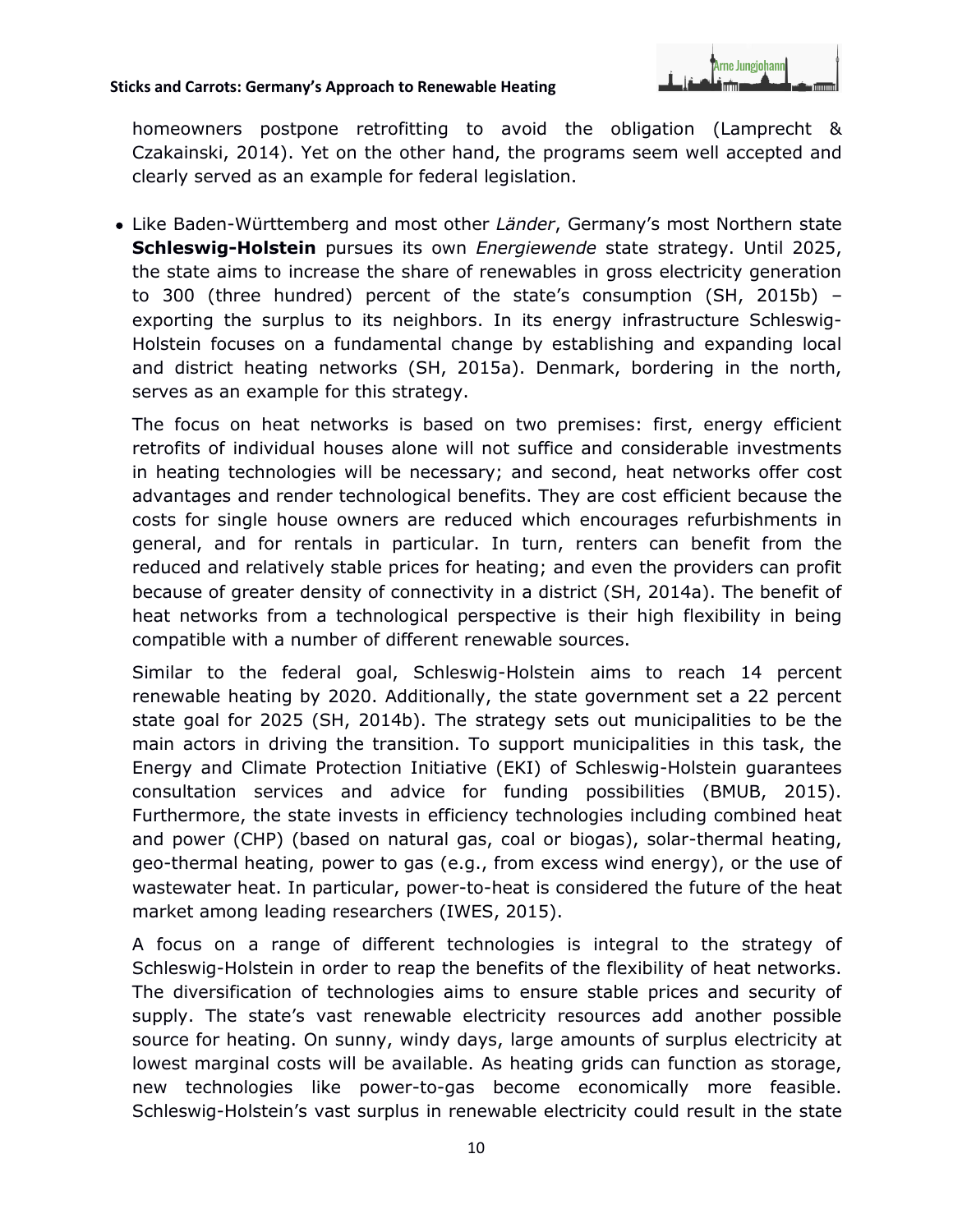homeowners postpone retrofitting to avoid the obligation (Lamprecht & Czakainski, 2014). Yet on the other hand, the programs seem well accepted and clearly served as an example for federal legislation.

- Like Baden-Württemberg and most other *Länder*, Germany's most Northern state **Schleswig-Holstein** pursues its own *Energiewende* state strategy. Until 2025, the state aims to increase the share of renewables in gross electricity generation to 300 (three hundred) percent of the state's consumption (SH, 2015b) – exporting the surplus to its neighbors. In its energy infrastructure Schleswig-Holstein focuses on a fundamental change by establishing and expanding local and district heating networks (SH, 2015a). Denmark, bordering in the north, serves as an example for this strategy.

  The focus on heat networks is based on two premises: first, energy efficient retrofits of individual houses alone will not suffice and considerable investments in heating technologies will be necessary; and second, heat networks offer cost advantages and render technological benefits. They are cost efficient because the costs for single house owners are reduced which encourages refurbishments in general, and for rentals in particular. In turn, renters can benefit from the reduced and relatively stable prices for heating; and even the providers can profit because of greater density of connectivity in a district (SH, 2014a). The benefit of heat networks from a technological perspective is their high flexibility in being compatible with a number of different renewable sources.

  Similar to the federal goal, Schleswig-Holstein aims to reach 14 percent renewable heating by 2020. Additionally, the state government set a 22 percent state goal for 2025 (SH, 2014b). The strategy sets out municipalities to be the main actors in driving the transition. To support municipalities in this task, the Energy and Climate Protection Initiative (EKI) of Schleswig-Holstein guarantees consultation services and advice for funding possibilities (BMUB, 2015). Furthermore, the state invests in efficiency technologies including combined heat and power (CHP) (based on natural gas, coal or biogas), solar-thermal heating, geo-thermal heating, power to gas (e.g., from excess wind energy), or the use of wastewater heat. In particular, power-to-heat is considered the future of the heat market among leading researchers (IWES, 2015).

  A focus on a range of different technologies is integral to the strategy of Schleswig-Holstein in order to reap the benefits of the flexibility of heat networks. The diversification of technologies aims to ensure stable prices and security of supply. The state's vast renewable electricity resources add another possible source for heating. On sunny, windy days, large amounts of surplus electricity at lowest marginal costs will be available. As heating grids can function as storage, new technologies like power-to-gas become economically more feasible. Schleswig-Holstein's vast surplus in renewable electricity could result in the state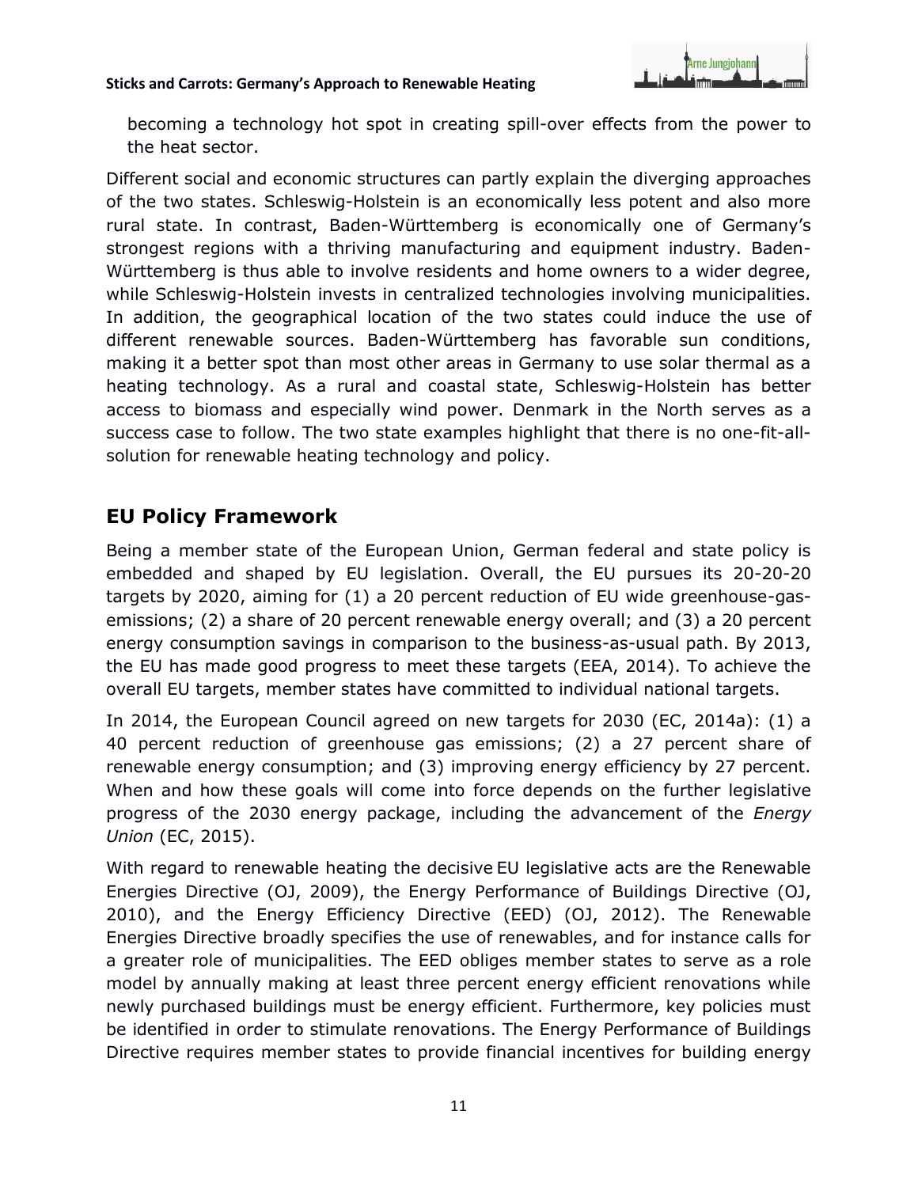becoming a technology hot spot in creating spill-over effects from the power to the heat sector.

Different social and economic structures can partly explain the diverging approaches of the two states. Schleswig-Holstein is an economically less potent and also more rural state. In contrast, Baden-Württemberg is economically one of Germany's strongest regions with a thriving manufacturing and equipment industry. Baden-Württemberg is thus able to involve residents and home owners to a wider degree, while Schleswig-Holstein invests in centralized technologies involving municipalities. In addition, the geographical location of the two states could induce the use of different renewable sources. Baden-Württemberg has favorable sun conditions, making it a better spot than most other areas in Germany to use solar thermal as a heating technology. As a rural and coastal state, Schleswig-Holstein has better access to biomass and especially wind power. Denmark in the North serves as a success case to follow. The two state examples highlight that there is no one-fit-all-solution for renewable heating technology and policy.

## EU Policy Framework

Being a member state of the European Union, German federal and state policy is embedded and shaped by EU legislation. Overall, the EU pursues its 20-20-20 targets by 2020, aiming for (1) a 20 percent reduction of EU wide greenhouse-gas-emissions; (2) a share of 20 percent renewable energy overall; and (3) a 20 percent energy consumption savings in comparison to the business-as-usual path. By 2013, the EU has made good progress to meet these targets (EEA, 2014). To achieve the overall EU targets, member states have committed to individual national targets.

In 2014, the European Council agreed on new targets for 2030 (EC, 2014a): (1) a 40 percent reduction of greenhouse gas emissions; (2) a 27 percent share of renewable energy consumption; and (3) improving energy efficiency by 27 percent. When and how these goals will come into force depends on the further legislative progress of the 2030 energy package, including the advancement of the *Energy Union* (EC, 2015).

With regard to renewable heating the decisive EU legislative acts are the Renewable Energies Directive (OJ, 2009), the Energy Performance of Buildings Directive (OJ, 2010), and the Energy Efficiency Directive (EED) (OJ, 2012). The Renewable Energies Directive broadly specifies the use of renewables, and for instance calls for a greater role of municipalities. The EED obliges member states to serve as a role model by annually making at least three percent energy efficient renovations while newly purchased buildings must be energy efficient. Furthermore, key policies must be identified in order to stimulate renovations. The Energy Performance of Buildings Directive requires member states to provide financial incentives for building energy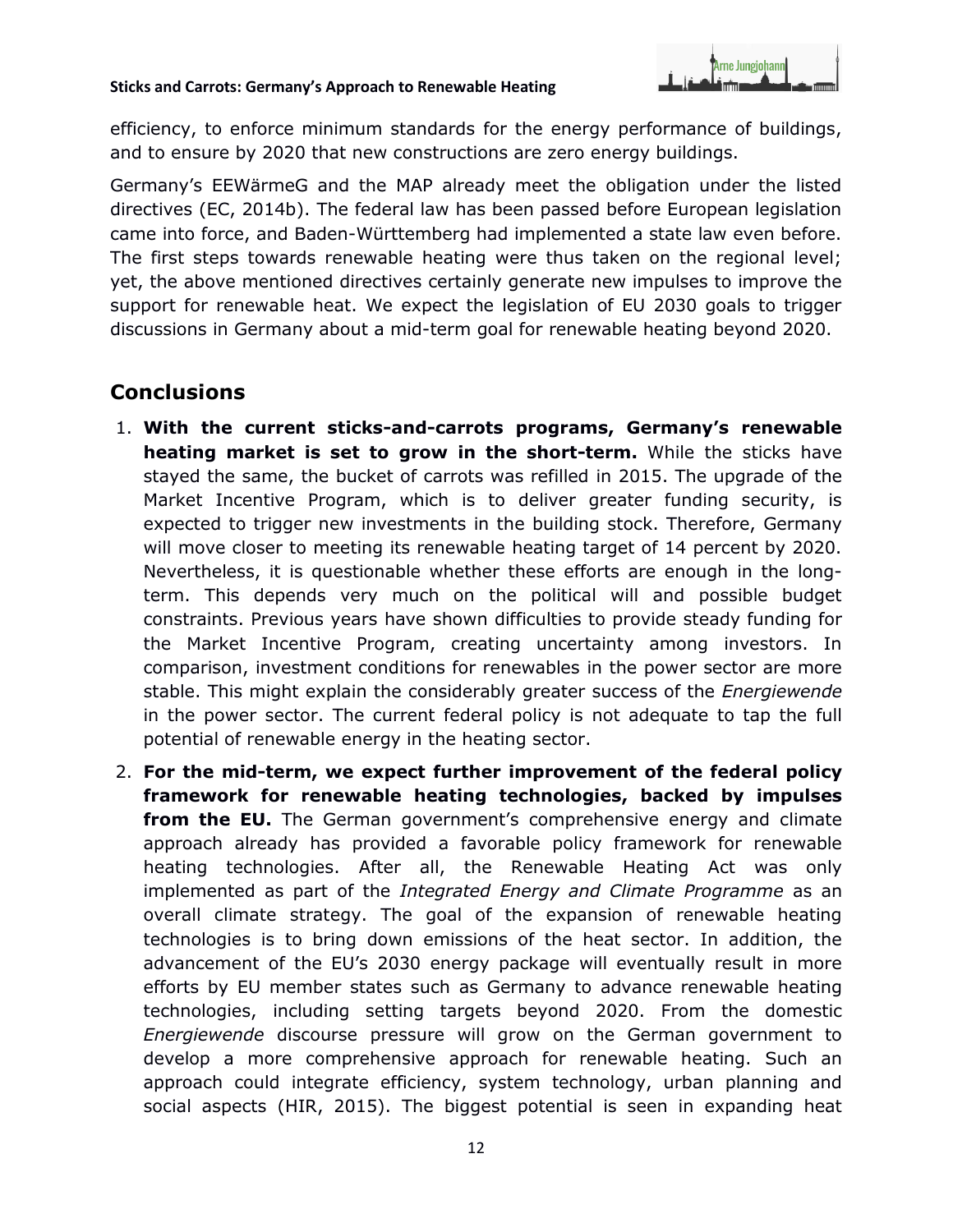efficiency, to enforce minimum standards for the energy performance of buildings, and to ensure by 2020 that new constructions are zero energy buildings.

Germany's EEWärmeG and the MAP already meet the obligation under the listed directives (EC, 2014b). The federal law has been passed before European legislation came into force, and Baden-Württemberg had implemented a state law even before. The first steps towards renewable heating were thus taken on the regional level; yet, the above mentioned directives certainly generate new impulses to improve the support for renewable heat. We expect the legislation of EU 2030 goals to trigger discussions in Germany about a mid-term goal for renewable heating beyond 2020.

## Conclusions

1. **With the current sticks-and-carrots programs, Germany's renewable heating market is set to grow in the short-term.** While the sticks have stayed the same, the bucket of carrots was refilled in 2015. The upgrade of the Market Incentive Program, which is to deliver greater funding security, is expected to trigger new investments in the building stock. Therefore, Germany will move closer to meeting its renewable heating target of 14 percent by 2020. Nevertheless, it is questionable whether these efforts are enough in the long-term. This depends very much on the political will and possible budget constraints. Previous years have shown difficulties to provide steady funding for the Market Incentive Program, creating uncertainty among investors. In comparison, investment conditions for renewables in the power sector are more stable. This might explain the considerably greater success of the *Energiewende* in the power sector. The current federal policy is not adequate to tap the full potential of renewable energy in the heating sector.

2. **For the mid-term, we expect further improvement of the federal policy framework for renewable heating technologies, backed by impulses from the EU.** The German government's comprehensive energy and climate approach already has provided a favorable policy framework for renewable heating technologies. After all, the Renewable Heating Act was only implemented as part of the *Integrated Energy and Climate Programme* as an overall climate strategy. The goal of the expansion of renewable heating technologies is to bring down emissions of the heat sector. In addition, the advancement of the EU's 2030 energy package will eventually result in more efforts by EU member states such as Germany to advance renewable heating technologies, including setting targets beyond 2020. From the domestic *Energiewende* discourse pressure will grow on the German government to develop a more comprehensive approach for renewable heating. Such an approach could integrate efficiency, system technology, urban planning and social aspects (HIR, 2015). The biggest potential is seen in expanding heat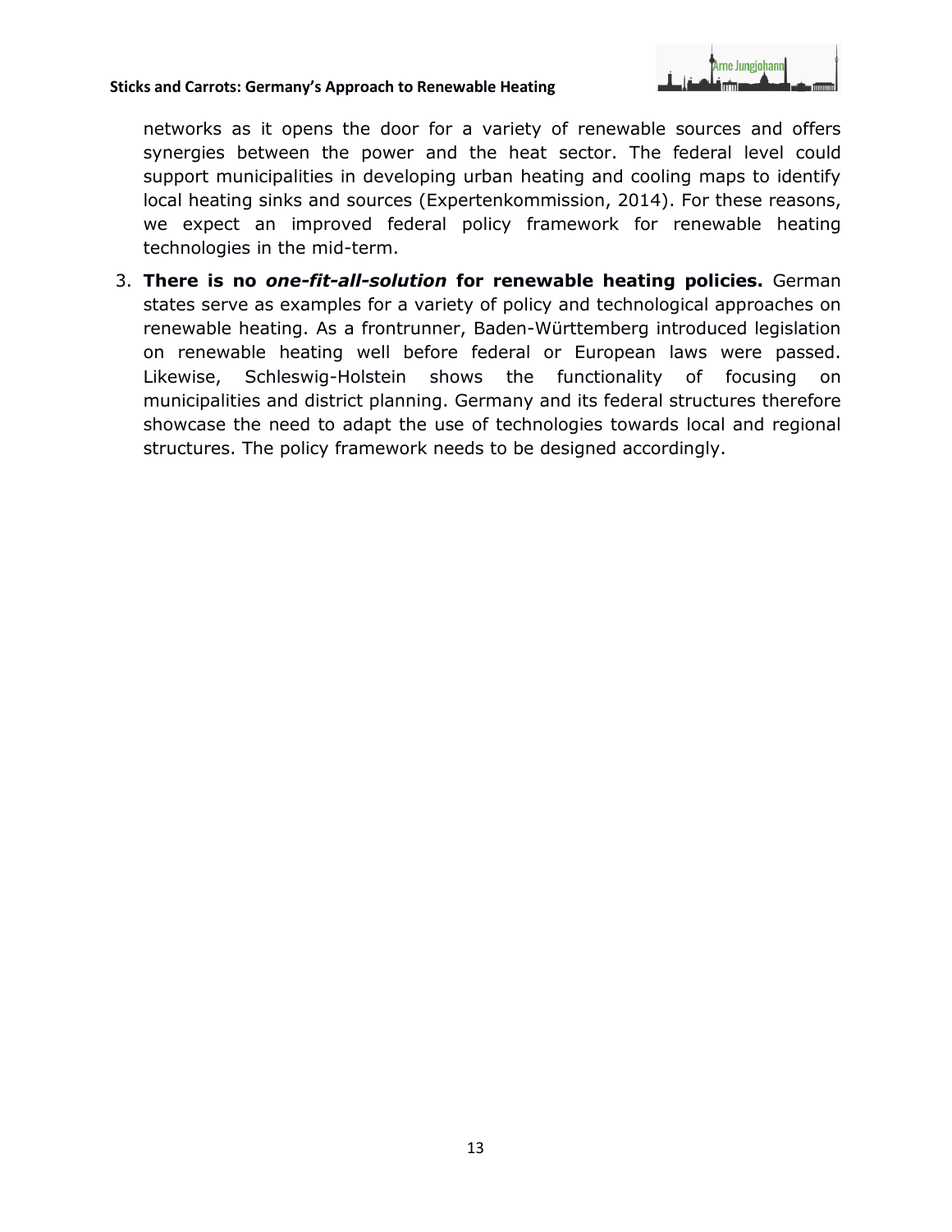networks as it opens the door for a variety of renewable sources and offers synergies between the power and the heat sector. The federal level could support municipalities in developing urban heating and cooling maps to identify local heating sinks and sources (Expertenkommission, 2014). For these reasons, we expect an improved federal policy framework for renewable heating technologies in the mid-term.

3. **There is no *one-fit-all-solution* for renewable heating policies.** German states serve as examples for a variety of policy and technological approaches on renewable heating. As a frontrunner, Baden-Württemberg introduced legislation on renewable heating well before federal or European laws were passed. Likewise, Schleswig-Holstein shows the functionality of focusing on municipalities and district planning. Germany and its federal structures therefore showcase the need to adapt the use of technologies towards local and regional structures. The policy framework needs to be designed accordingly.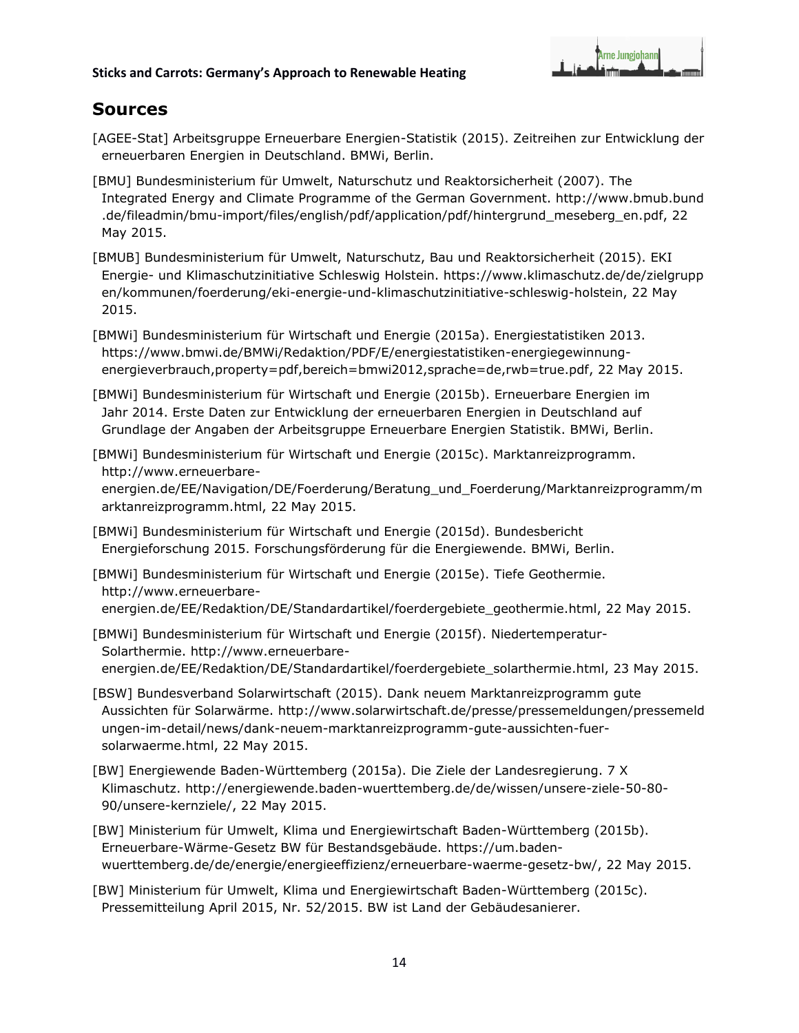## Sources

[AGEE-Stat] Arbeitsgruppe Erneuerbare Energien-Statistik (2015). Zeitreihen zur Entwicklung der erneuerbaren Energien in Deutschland. BMWi, Berlin.

[BMU] Bundesministerium für Umwelt, Naturschutz und Reaktorsicherheit (2007). The Integrated Energy and Climate Programme of the German Government. http://www.bmub.bund.de/fileadmin/bmu-import/files/english/pdf/application/pdf/hintergrund_meseberg_en.pdf, 22 May 2015.

[BMUB] Bundesministerium für Umwelt, Naturschutz, Bau und Reaktorsicherheit (2015). EKI Energie- und Klimaschutzinitiative Schleswig Holstein. https://www.klimaschutz.de/de/zielgruppen/kommunen/foerderung/eki-energie-und-klimaschutzinitiative-schleswig-holstein, 22 May 2015.

[BMWi] Bundesministerium für Wirtschaft und Energie (2015a). Energiestatistiken 2013. https://www.bmwi.de/BMWi/Redaktion/PDF/E/energiestatistiken-energiegewinnung-energieverbrauch,property=pdf,bereich=bmwi2012,sprache=de,rwb=true.pdf, 22 May 2015.

[BMWi] Bundesministerium für Wirtschaft und Energie (2015b). Erneuerbare Energien im Jahr 2014. Erste Daten zur Entwicklung der erneuerbaren Energien in Deutschland auf Grundlage der Angaben der Arbeitsgruppe Erneuerbare Energien Statistik. BMWi, Berlin.

[BMWi] Bundesministerium für Wirtschaft und Energie (2015c). Marktanreizprogramm. http://www.erneuerbare-energien.de/EE/Navigation/DE/Foerderung/Beratung_und_Foerderung/Marktanreizprogramm/marktanreizprogramm.html, 22 May 2015.

[BMWi] Bundesministerium für Wirtschaft und Energie (2015d). Bundesbericht Energieforschung 2015. Forschungsförderung für die Energiewende. BMWi, Berlin.

[BMWi] Bundesministerium für Wirtschaft und Energie (2015e). Tiefe Geothermie. http://www.erneuerbare-energien.de/EE/Redaktion/DE/Standardartikel/foerdergebiete_geothermie.html, 22 May 2015.

[BMWi] Bundesministerium für Wirtschaft und Energie (2015f). Niedertemperatur-Solarthermie. http://www.erneuerbare-energien.de/EE/Redaktion/DE/Standardartikel/foerdergebiete_solarthermie.html, 23 May 2015.

[BSW] Bundesverband Solarwirtschaft (2015). Dank neuem Marktanreizprogramm gute Aussichten für Solarwärme. http://www.solarwirtschaft.de/presse/pressemeldungen/pressemeldungen-im-detail/news/dank-neuem-marktanreizprogramm-gute-aussichten-fuer-solarwaerme.html, 22 May 2015.

[BW] Energiewende Baden-Württemberg (2015a). Die Ziele der Landesregierung. 7 X Klimaschutz. http://energiewende.baden-wuerttemberg.de/de/wissen/unsere-ziele-50-80-90/unsere-kernziele/, 22 May 2015.

[BW] Ministerium für Umwelt, Klima und Energiewirtschaft Baden-Württemberg (2015b). Erneuerbare-Wärme-Gesetz BW für Bestandsgebäude. https://um.baden-wuerttemberg.de/de/energie/energieeffizienz/erneuerbare-waerme-gesetz-bw/, 22 May 2015.

[BW] Ministerium für Umwelt, Klima und Energiewirtschaft Baden-Württemberg (2015c). Pressemitteilung April 2015, Nr. 52/2015. BW ist Land der Gebäudesanierer.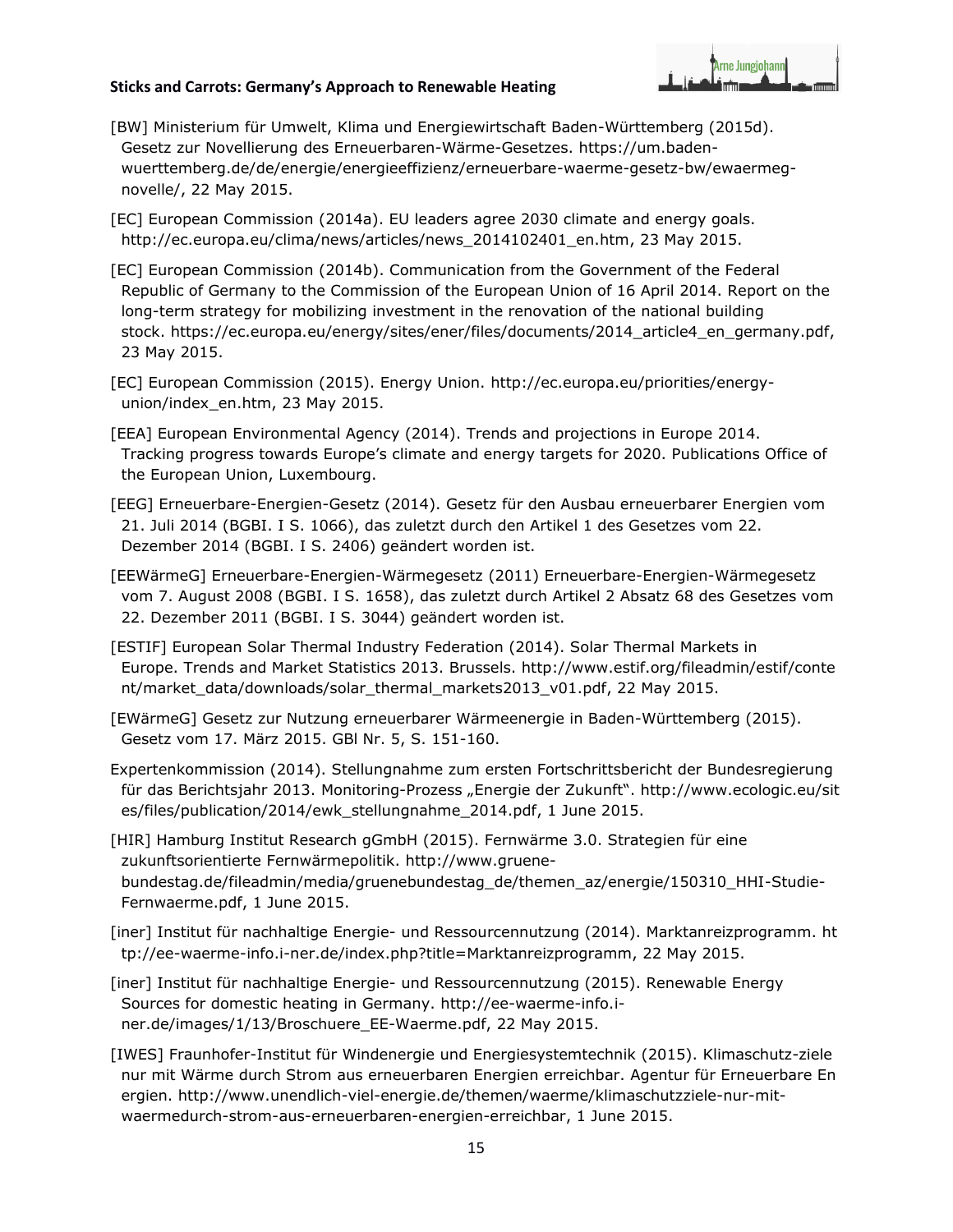[BW] Ministerium für Umwelt, Klima und Energiewirtschaft Baden-Württemberg (2015d). Gesetz zur Novellierung des Erneuerbaren-Wärme-Gesetzes. https://um.baden-wuerttemberg.de/de/energie/energieeffizienz/erneuerbare-waerme-gesetz-bw/ewaermeg-novelle/, 22 May 2015.

[EC] European Commission (2014a). EU leaders agree 2030 climate and energy goals. http://ec.europa.eu/clima/news/articles/news_2014102401_en.htm, 23 May 2015.

[EC] European Commission (2014b). Communication from the Government of the Federal Republic of Germany to the Commission of the European Union of 16 April 2014. Report on the long-term strategy for mobilizing investment in the renovation of the national building stock. https://ec.europa.eu/energy/sites/ener/files/documents/2014_article4_en_germany.pdf, 23 May 2015.

[EC] European Commission (2015). Energy Union. http://ec.europa.eu/priorities/energy-union/index_en.htm, 23 May 2015.

[EEA] European Environmental Agency (2014). Trends and projections in Europe 2014. Tracking progress towards Europe's climate and energy targets for 2020. Publications Office of the European Union, Luxembourg.

[EEG] Erneuerbare-Energien-Gesetz (2014). Gesetz für den Ausbau erneuerbarer Energien vom 21. Juli 2014 (BGBI. I S. 1066), das zuletzt durch den Artikel 1 des Gesetzes vom 22. Dezember 2014 (BGBI. I S. 2406) geändert worden ist.

[EEWärmeG] Erneuerbare-Energien-Wärmegesetz (2011) Erneuerbare-Energien-Wärmegesetz vom 7. August 2008 (BGBI. I S. 1658), das zuletzt durch Artikel 2 Absatz 68 des Gesetzes vom 22. Dezember 2011 (BGBI. I S. 3044) geändert worden ist.

[ESTIF] European Solar Thermal Industry Federation (2014). Solar Thermal Markets in Europe. Trends and Market Statistics 2013. Brussels. http://www.estif.org/fileadmin/estif/content/market_data/downloads/solar_thermal_markets2013_v01.pdf, 22 May 2015.

[EWärmeG] Gesetz zur Nutzung erneuerbarer Wärmeenergie in Baden-Württemberg (2015). Gesetz vom 17. März 2015. GBl Nr. 5, S. 151-160.

Expertenkommission (2014). Stellungnahme zum ersten Fortschrittsbericht der Bundesregierung für das Berichtsjahr 2013. Monitoring-Prozess „Energie der Zukunft". http://www.ecologic.eu/sites/files/publication/2014/ewk_stellungnahme_2014.pdf, 1 June 2015.

[HIR] Hamburg Institut Research gGmbH (2015). Fernwärme 3.0. Strategien für eine zukunftsorientierte Fernwärmepolitik. http://www.gruene-bundestag.de/fileadmin/media/gruenebundestag_de/themen_az/energie/150310_HHI-Studie-Fernwaerme.pdf, 1 June 2015.

[iner] Institut für nachhaltige Energie- und Ressourcennutzung (2014). Marktanreizprogramm. http://ee-waerme-info.i-ner.de/index.php?title=Marktanreizprogramm, 22 May 2015.

[iner] Institut für nachhaltige Energie- und Ressourcennutzung (2015). Renewable Energy Sources for domestic heating in Germany. http://ee-waerme-info.i-ner.de/images/1/13/Broschuere_EE-Waerme.pdf, 22 May 2015.

[IWES] Fraunhofer-Institut für Windenergie und Energiesystemtechnik (2015). Klimaschutz-ziele nur mit Wärme durch Strom aus erneuerbaren Energien erreichbar. Agentur für Erneuerbare Energien. http://www.unendlich-viel-energie.de/themen/waerme/klimaschutzziele-nur-mit-waermedurch-strom-aus-erneuerbaren-energien-erreichbar, 1 June 2015.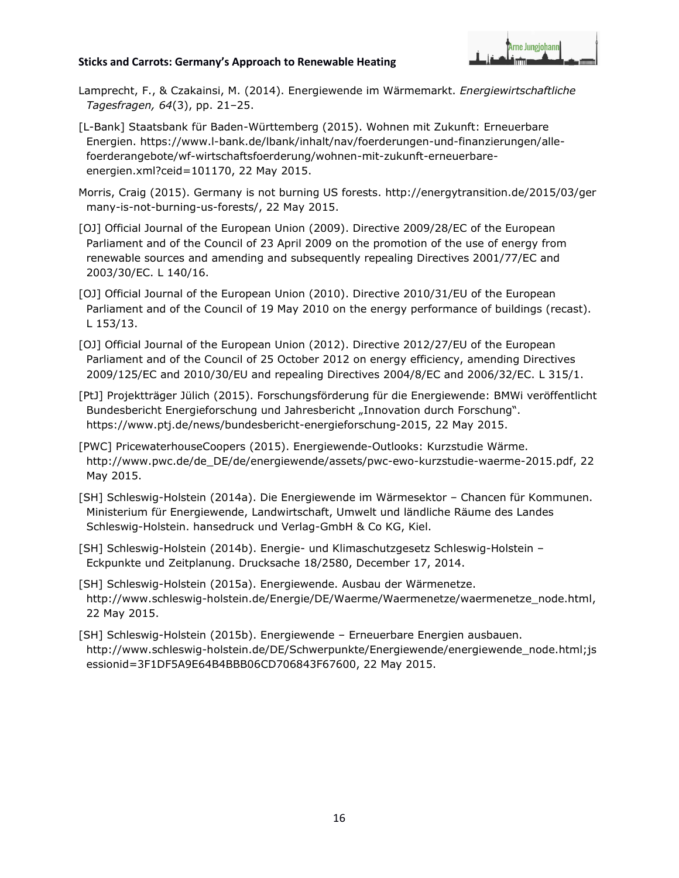Lamprecht, F., & Czakainsi, M. (2014). Energiewende im Wärmemarkt. *Energiewirtschaftliche Tagesfragen, 64*(3), pp. 21–25.

[L-Bank] Staatsbank für Baden-Württemberg (2015). Wohnen mit Zukunft: Erneuerbare Energien. https://www.l-bank.de/lbank/inhalt/nav/foerderungen-und-finanzierungen/alle-foerderangebote/wf-wirtschaftsfoerderung/wohnen-mit-zukunft-erneuerbare-energien.xml?ceid=101170, 22 May 2015.

Morris, Craig (2015). Germany is not burning US forests. http://energytransition.de/2015/03/germany-is-not-burning-us-forests/, 22 May 2015.

[OJ] Official Journal of the European Union (2009). Directive 2009/28/EC of the European Parliament and of the Council of 23 April 2009 on the promotion of the use of energy from renewable sources and amending and subsequently repealing Directives 2001/77/EC and 2003/30/EC. L 140/16.

[OJ] Official Journal of the European Union (2010). Directive 2010/31/EU of the European Parliament and of the Council of 19 May 2010 on the energy performance of buildings (recast). L 153/13.

[OJ] Official Journal of the European Union (2012). Directive 2012/27/EU of the European Parliament and of the Council of 25 October 2012 on energy efficiency, amending Directives 2009/125/EC and 2010/30/EU and repealing Directives 2004/8/EC and 2006/32/EC. L 315/1.

[PtJ] Projektträger Jülich (2015). Forschungsförderung für die Energiewende: BMWi veröffentlicht Bundesbericht Energieforschung und Jahresbericht „Innovation durch Forschung". https://www.ptj.de/news/bundesbericht-energieforschung-2015, 22 May 2015.

[PWC] PricewaterhouseCoopers (2015). Energiewende-Outlooks: Kurzstudie Wärme. http://www.pwc.de/de_DE/de/energiewende/assets/pwc-ewo-kurzstudie-waerme-2015.pdf, 22 May 2015.

[SH] Schleswig-Holstein (2014a). Die Energiewende im Wärmesektor – Chancen für Kommunen. Ministerium für Energiewende, Landwirtschaft, Umwelt und ländliche Räume des Landes Schleswig-Holstein. hansedruck und Verlag-GmbH & Co KG, Kiel.

[SH] Schleswig-Holstein (2014b). Energie- und Klimaschutzgesetz Schleswig-Holstein – Eckpunkte und Zeitplanung. Drucksache 18/2580, December 17, 2014.

[SH] Schleswig-Holstein (2015a). Energiewende. Ausbau der Wärmenetze. http://www.schleswig-holstein.de/Energie/DE/Waerme/Waermenetze/waermenetze_node.html, 22 May 2015.

[SH] Schleswig-Holstein (2015b). Energiewende – Erneuerbare Energien ausbauen. http://www.schleswig-holstein.de/DE/Schwerpunkte/Energiewende/energiewende_node.html;jsessionid=3F1DF5A9E64B4BBB06CD706843F67600, 22 May 2015.